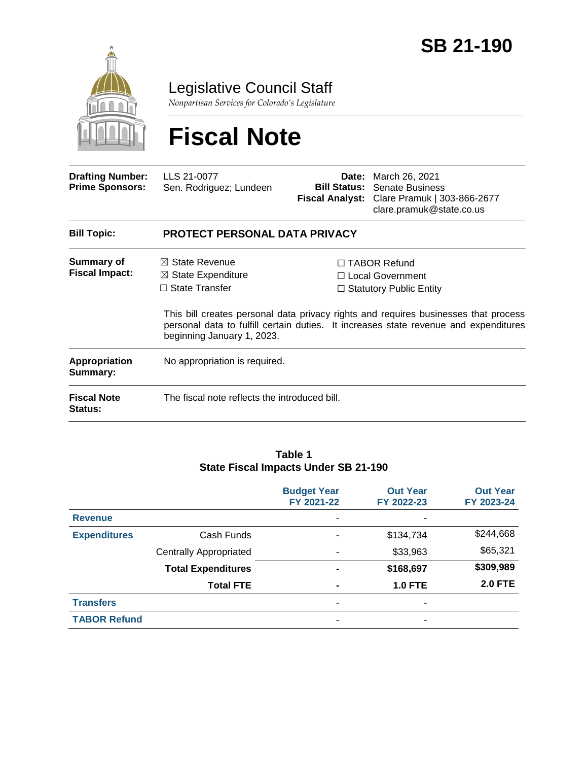# SB 21-190

## Legislative Council Staff

*Nonpartisan Services for Colorado's Legislature*

# Fiscal Note

| | | | |
|---|---|---|---|
| **Drafting Number:** | LLS 21-0077 | **Date:** | March 26, 2021 |
| **Prime Sponsors:** | Sen. Rodriguez; Lundeen | **Bill Status:** | Senate Business |
| | | **Fiscal Analyst:** | Clare Pramuk \| 303-866-2677 clare.pramuk@state.co.us |

**Bill Topic:** **PROTECT PERSONAL DATA PRIVACY**

**Summary of Fiscal Impact:**

- ☒ State Revenue
- ☒ State Expenditure
- ☐ State Transfer
- ☐ TABOR Refund
- ☐ Local Government
- ☐ Statutory Public Entity

This bill creates personal data privacy rights and requires businesses that process personal data to fulfill certain duties. It increases state revenue and expenditures beginning January 1, 2023.

**Appropriation Summary:** No appropriation is required.

**Fiscal Note Status:** The fiscal note reflects the introduced bill.

**Table 1**
**State Fiscal Impacts Under SB 21-190**

| | | Budget Year FY 2021-22 | Out Year FY 2022-23 | Out Year FY 2023-24 |
|---|---|---|---|---|
| **Revenue** | | - | - | |
| **Expenditures** | Cash Funds | - | $134,734 | $244,668 |
| | Centrally Appropriated | - | $33,963 | $65,321 |
| | **Total Expenditures** | **-** | **$168,697** | **$309,989** |
| | **Total FTE** | **-** | **1.0 FTE** | **2.0 FTE** |
| **Transfers** | | - | - | |
| **TABOR Refund** | | - | - | |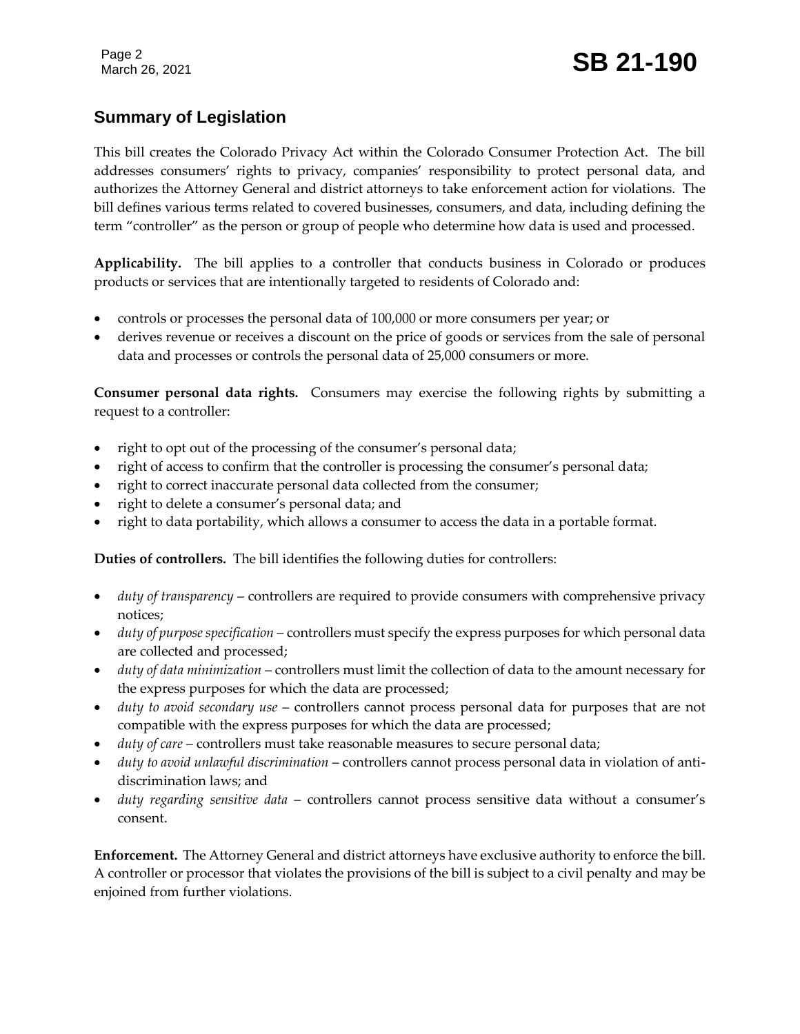## Summary of Legislation

This bill creates the Colorado Privacy Act within the Colorado Consumer Protection Act. The bill addresses consumers' rights to privacy, companies' responsibility to protect personal data, and authorizes the Attorney General and district attorneys to take enforcement action for violations. The bill defines various terms related to covered businesses, consumers, and data, including defining the term "controller" as the person or group of people who determine how data is used and processed.

**Applicability.** The bill applies to a controller that conducts business in Colorado or produces products or services that are intentionally targeted to residents of Colorado and:

- controls or processes the personal data of 100,000 or more consumers per year; or
- derives revenue or receives a discount on the price of goods or services from the sale of personal data and processes or controls the personal data of 25,000 consumers or more.

**Consumer personal data rights.** Consumers may exercise the following rights by submitting a request to a controller:

- right to opt out of the processing of the consumer's personal data;
- right of access to confirm that the controller is processing the consumer's personal data;
- right to correct inaccurate personal data collected from the consumer;
- right to delete a consumer's personal data; and
- right to data portability, which allows a consumer to access the data in a portable format.

**Duties of controllers.** The bill identifies the following duties for controllers:

- *duty of transparency* – controllers are required to provide consumers with comprehensive privacy notices;
- *duty of purpose specification* – controllers must specify the express purposes for which personal data are collected and processed;
- *duty of data minimization* – controllers must limit the collection of data to the amount necessary for the express purposes for which the data are processed;
- *duty to avoid secondary use* – controllers cannot process personal data for purposes that are not compatible with the express purposes for which the data are processed;
- *duty of care* – controllers must take reasonable measures to secure personal data;
- *duty to avoid unlawful discrimination* – controllers cannot process personal data in violation of anti-discrimination laws; and
- *duty regarding sensitive data* – controllers cannot process sensitive data without a consumer's consent.

**Enforcement.** The Attorney General and district attorneys have exclusive authority to enforce the bill. A controller or processor that violates the provisions of the bill is subject to a civil penalty and may be enjoined from further violations.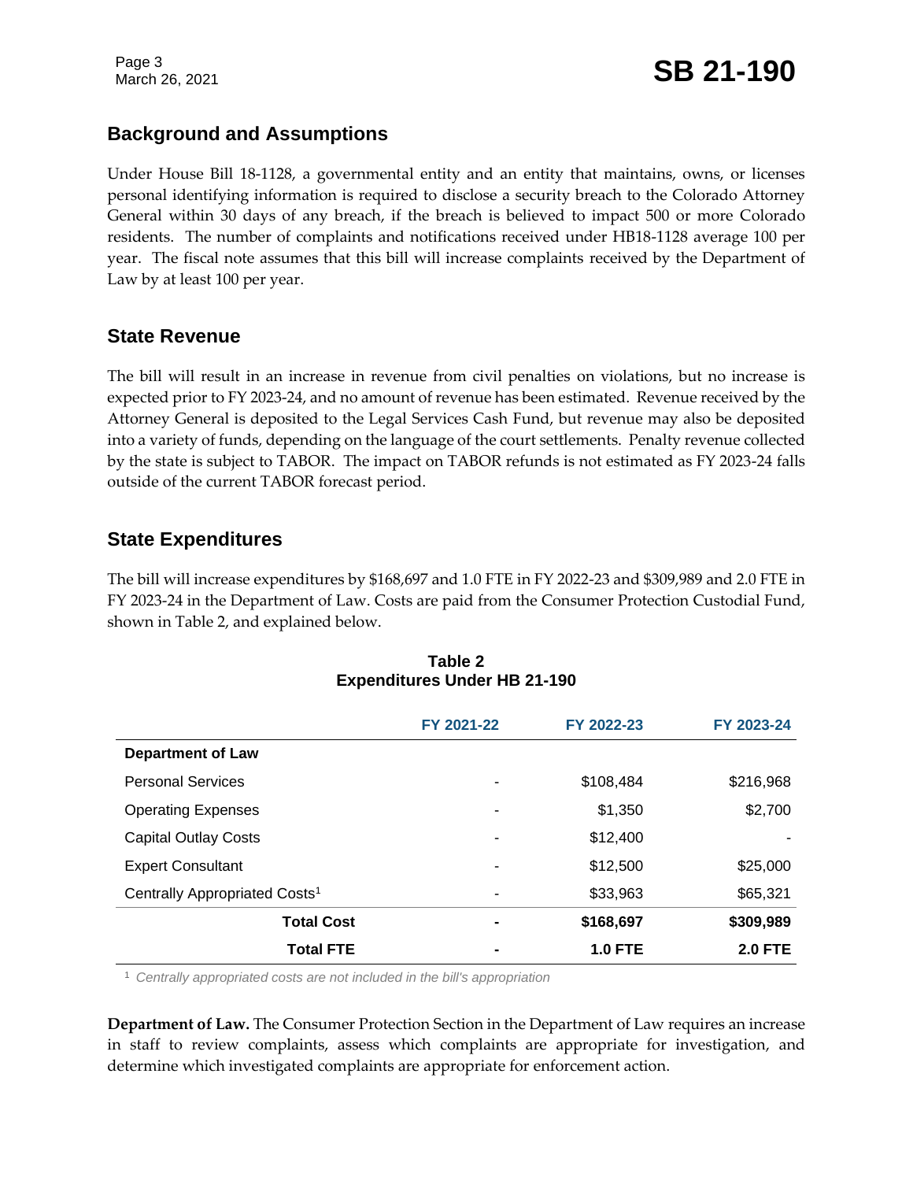## Background and Assumptions

Under House Bill 18-1128, a governmental entity and an entity that maintains, owns, or licenses personal identifying information is required to disclose a security breach to the Colorado Attorney General within 30 days of any breach, if the breach is believed to impact 500 or more Colorado residents. The number of complaints and notifications received under HB18-1128 average 100 per year. The fiscal note assumes that this bill will increase complaints received by the Department of Law by at least 100 per year.

## State Revenue

The bill will result in an increase in revenue from civil penalties on violations, but no increase is expected prior to FY 2023-24, and no amount of revenue has been estimated. Revenue received by the Attorney General is deposited to the Legal Services Cash Fund, but revenue may also be deposited into a variety of funds, depending on the language of the court settlements. Penalty revenue collected by the state is subject to TABOR. The impact on TABOR refunds is not estimated as FY 2023-24 falls outside of the current TABOR forecast period.

## State Expenditures

The bill will increase expenditures by $168,697 and 1.0 FTE in FY 2022-23 and $309,989 and 2.0 FTE in FY 2023-24 in the Department of Law. Costs are paid from the Consumer Protection Custodial Fund, shown in Table 2, and explained below.

**Table 2**
**Expenditures Under HB 21-190**

| | FY 2021-22 | FY 2022-23 | FY 2023-24 |
|---|---|---|---|
| **Department of Law** | | | |
| Personal Services | - | $108,484 | $216,968 |
| Operating Expenses | - | $1,350 | $2,700 |
| Capital Outlay Costs | - | $12,400 | - |
| Expert Consultant | - | $12,500 | $25,000 |
| Centrally Appropriated Costs[1] | - | $33,963 | $65,321 |
| **Total Cost** | **-** | **$168,697** | **$309,989** |
| **Total FTE** | **-** | **1.0 FTE** | **2.0 FTE** |

[1] *Centrally appropriated costs are not included in the bill's appropriation*

**Department of Law.** The Consumer Protection Section in the Department of Law requires an increase in staff to review complaints, assess which complaints are appropriate for investigation, and determine which investigated complaints are appropriate for enforcement action.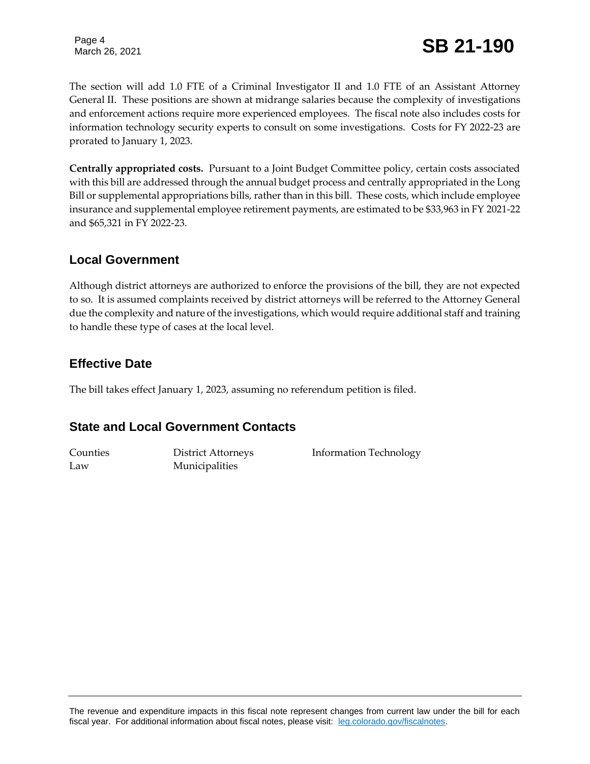The section will add 1.0 FTE of a Criminal Investigator II and 1.0 FTE of an Assistant Attorney General II. These positions are shown at midrange salaries because the complexity of investigations and enforcement actions require more experienced employees. The fiscal note also includes costs for information technology security experts to consult on some investigations. Costs for FY 2022-23 are prorated to January 1, 2023.

**Centrally appropriated costs.** Pursuant to a Joint Budget Committee policy, certain costs associated with this bill are addressed through the annual budget process and centrally appropriated in the Long Bill or supplemental appropriations bills, rather than in this bill. These costs, which include employee insurance and supplemental employee retirement payments, are estimated to be $33,963 in FY 2021-22 and $65,321 in FY 2022-23.

## Local Government

Although district attorneys are authorized to enforce the provisions of the bill, they are not expected to so. It is assumed complaints received by district attorneys will be referred to the Attorney General due the complexity and nature of the investigations, which would require additional staff and training to handle these type of cases at the local level.

## Effective Date

The bill takes effect January 1, 2023, assuming no referendum petition is filed.

## State and Local Government Contacts

| | | |
|---|---|---|
| Counties | District Attorneys | Information Technology |
| Law | Municipalities | |

The revenue and expenditure impacts in this fiscal note represent changes from current law under the bill for each fiscal year. For additional information about fiscal notes, please visit: leg.colorado.gov/fiscalnotes.